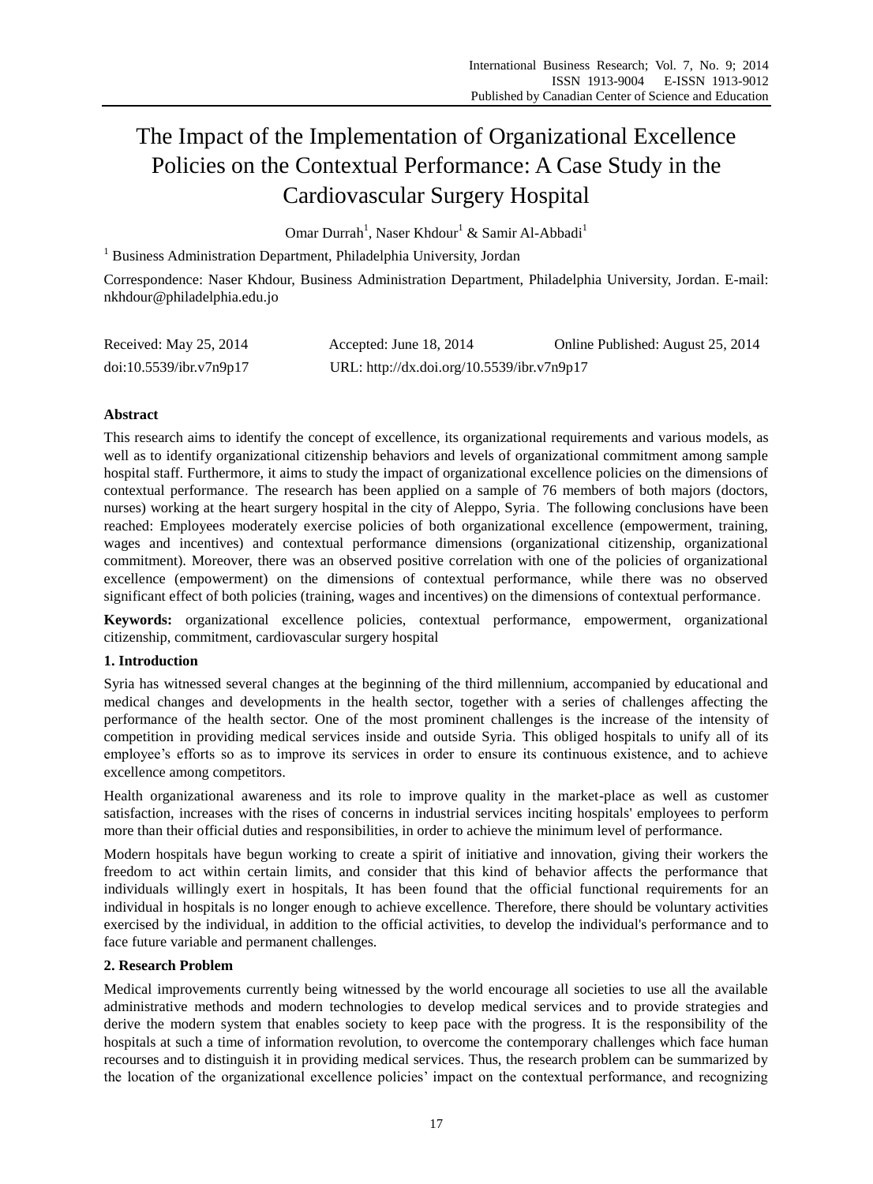# The Impact of the Implementation of Organizational Excellence Policies on the Contextual Performance: A Case Study in the Cardiovascular Surgery Hospital

Omar Durrah[1], Naser Khdour[1] & Samir Al-Abbadi[1]

[1] Business Administration Department, Philadelphia University, Jordan

Correspondence: Naser Khdour, Business Administration Department, Philadelphia University, Jordan. E-mail: nkhdour@philadelphia.edu.jo

Received: May 25, 2014    Accepted: June 18, 2014    Online Published: August 25, 2014

doi:10.5539/ibr.v7n9p17    URL: http://dx.doi.org/10.5539/ibr.v7n9p17

## Abstract

This research aims to identify the concept of excellence, its organizational requirements and various models, as well as to identify organizational citizenship behaviors and levels of organizational commitment among sample hospital staff. Furthermore, it aims to study the impact of organizational excellence policies on the dimensions of contextual performance. The research has been applied on a sample of 76 members of both majors (doctors, nurses) working at the heart surgery hospital in the city of Aleppo, Syria. The following conclusions have been reached: Employees moderately exercise policies of both organizational excellence (empowerment, training, wages and incentives) and contextual performance dimensions (organizational citizenship, organizational commitment). Moreover, there was an observed positive correlation with one of the policies of organizational excellence (empowerment) on the dimensions of contextual performance, while there was no observed significant effect of both policies (training, wages and incentives) on the dimensions of contextual performance.

**Keywords:** organizational excellence policies, contextual performance, empowerment, organizational citizenship, commitment, cardiovascular surgery hospital

## 1. Introduction

Syria has witnessed several changes at the beginning of the third millennium, accompanied by educational and medical changes and developments in the health sector, together with a series of challenges affecting the performance of the health sector. One of the most prominent challenges is the increase of the intensity of competition in providing medical services inside and outside Syria. This obliged hospitals to unify all of its employee's efforts so as to improve its services in order to ensure its continuous existence, and to achieve excellence among competitors.

Health organizational awareness and its role to improve quality in the market-place as well as customer satisfaction, increases with the rises of concerns in industrial services inciting hospitals' employees to perform more than their official duties and responsibilities, in order to achieve the minimum level of performance.

Modern hospitals have begun working to create a spirit of initiative and innovation, giving their workers the freedom to act within certain limits, and consider that this kind of behavior affects the performance that individuals willingly exert in hospitals, It has been found that the official functional requirements for an individual in hospitals is no longer enough to achieve excellence. Therefore, there should be voluntary activities exercised by the individual, in addition to the official activities, to develop the individual's performance and to face future variable and permanent challenges.

## 2. Research Problem

Medical improvements currently being witnessed by the world encourage all societies to use all the available administrative methods and modern technologies to develop medical services and to provide strategies and derive the modern system that enables society to keep pace with the progress. It is the responsibility of the hospitals at such a time of information revolution, to overcome the contemporary challenges which face human recourses and to distinguish it in providing medical services. Thus, the research problem can be summarized by the location of the organizational excellence policies' impact on the contextual performance, and recognizing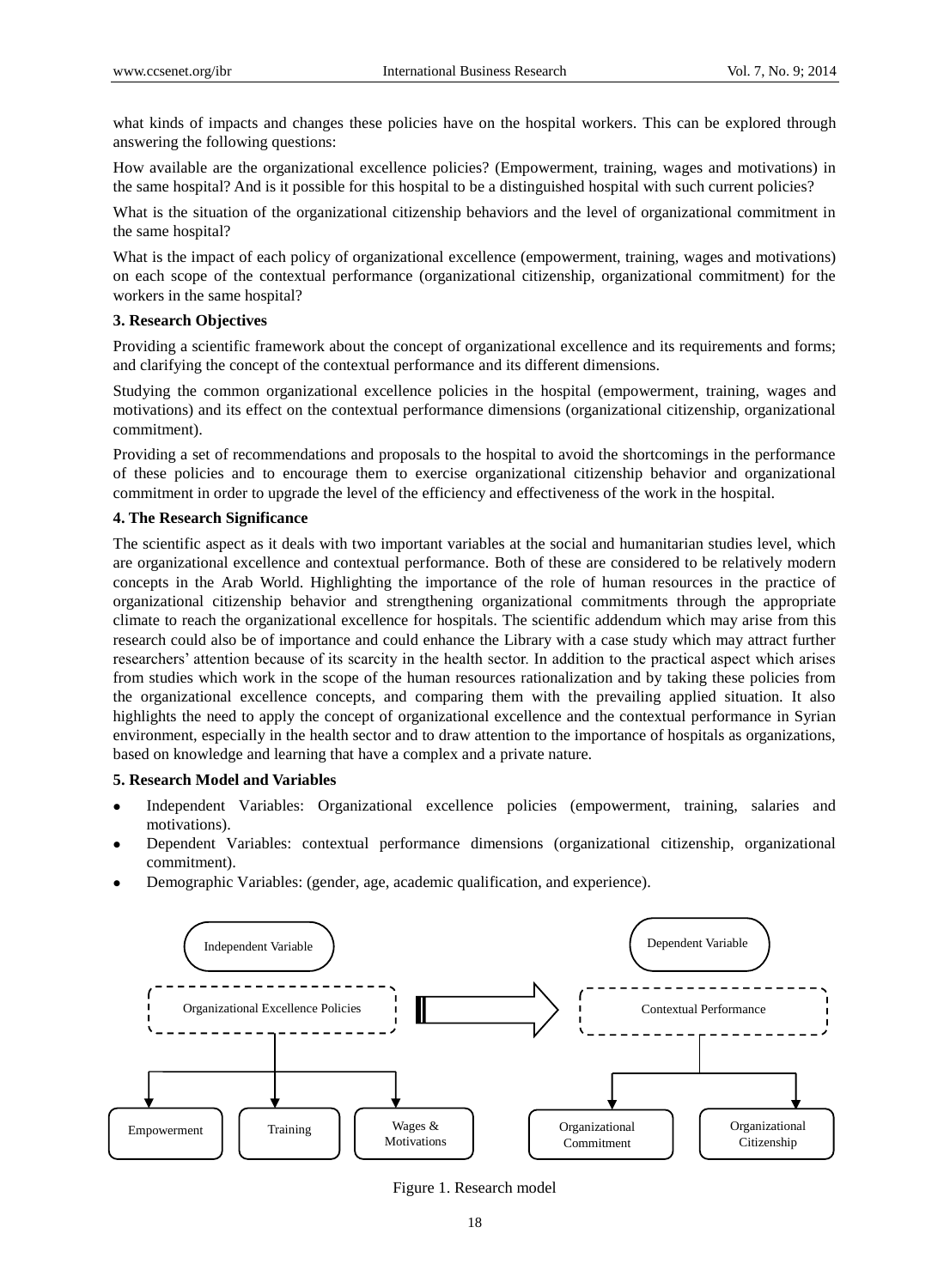what kinds of impacts and changes these policies have on the hospital workers. This can be explored through answering the following questions:

How available are the organizational excellence policies? (Empowerment, training, wages and motivations) in the same hospital? And is it possible for this hospital to be a distinguished hospital with such current policies?

What is the situation of the organizational citizenship behaviors and the level of organizational commitment in the same hospital?

What is the impact of each policy of organizational excellence (empowerment, training, wages and motivations) on each scope of the contextual performance (organizational citizenship, organizational commitment) for the workers in the same hospital?

### 3. Research Objectives

Providing a scientific framework about the concept of organizational excellence and its requirements and forms; and clarifying the concept of the contextual performance and its different dimensions.

Studying the common organizational excellence policies in the hospital (empowerment, training, wages and motivations) and its effect on the contextual performance dimensions (organizational citizenship, organizational commitment).

Providing a set of recommendations and proposals to the hospital to avoid the shortcomings in the performance of these policies and to encourage them to exercise organizational citizenship behavior and organizational commitment in order to upgrade the level of the efficiency and effectiveness of the work in the hospital.

### 4. The Research Significance

The scientific aspect as it deals with two important variables at the social and humanitarian studies level, which are organizational excellence and contextual performance. Both of these are considered to be relatively modern concepts in the Arab World. Highlighting the importance of the role of human resources in the practice of organizational citizenship behavior and strengthening organizational commitments through the appropriate climate to reach the organizational excellence for hospitals. The scientific addendum which may arise from this research could also be of importance and could enhance the Library with a case study which may attract further researchers' attention because of its scarcity in the health sector. In addition to the practical aspect which arises from studies which work in the scope of the human resources rationalization and by taking these policies from the organizational excellence concepts, and comparing them with the prevailing applied situation. It also highlights the need to apply the concept of organizational excellence and the contextual performance in Syrian environment, especially in the health sector and to draw attention to the importance of hospitals as organizations, based on knowledge and learning that have a complex and a private nature.

### 5. Research Model and Variables

- Independent Variables: Organizational excellence policies (empowerment, training, salaries and motivations).
- Dependent Variables: contextual performance dimensions (organizational citizenship, organizational commitment).
- Demographic Variables: (gender, age, academic qualification, and experience).

Independent Variable: Organizational Excellence Policies → Empowerment; Training; Wages & Motivations

Dependent Variable: Contextual Performance → Organizational Commitment; Organizational Citizenship

Figure 1. Research model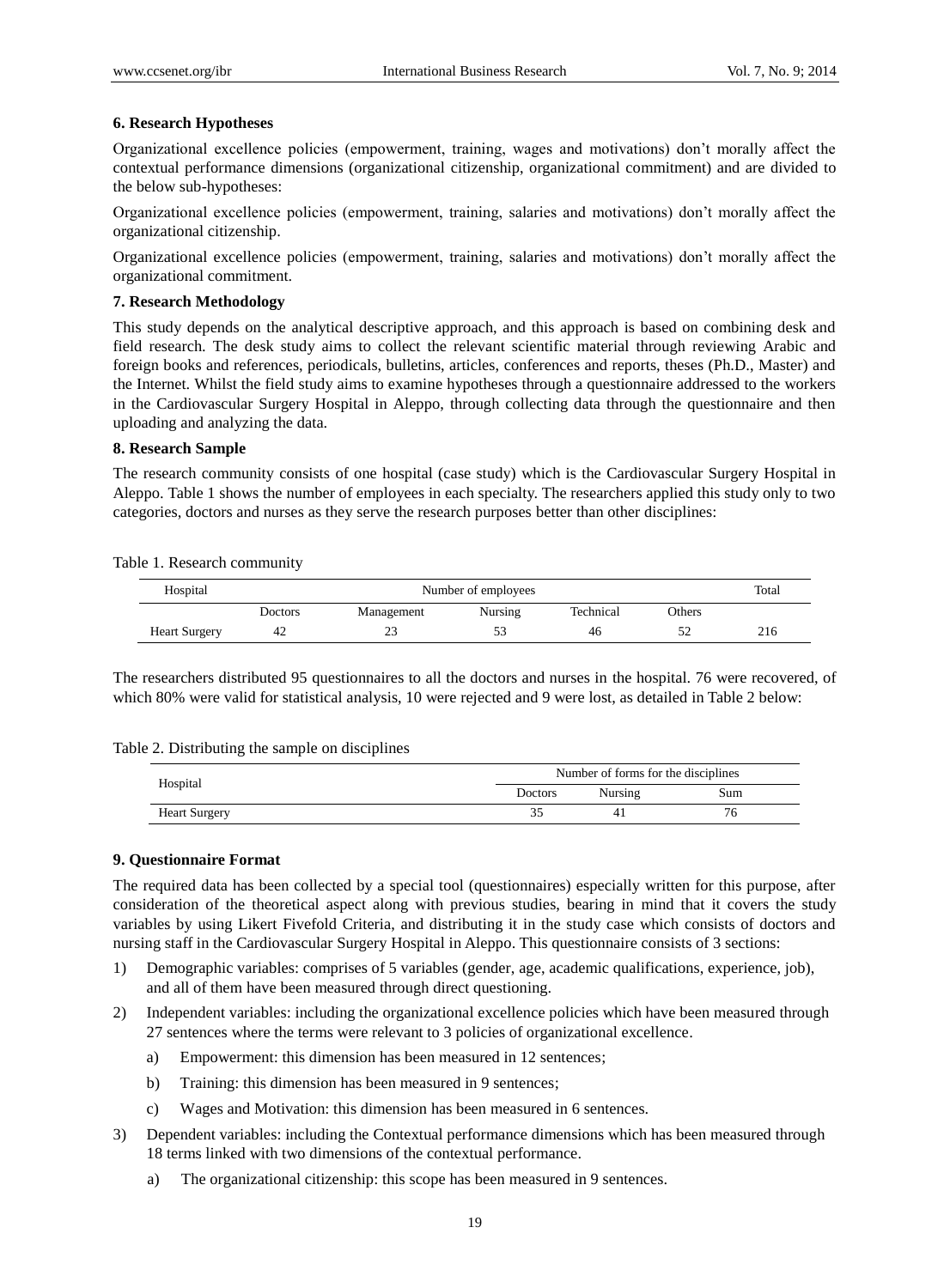### 6. Research Hypotheses

Organizational excellence policies (empowerment, training, wages and motivations) don't morally affect the contextual performance dimensions (organizational citizenship, organizational commitment) and are divided to the below sub-hypotheses:

Organizational excellence policies (empowerment, training, salaries and motivations) don't morally affect the organizational citizenship.

Organizational excellence policies (empowerment, training, salaries and motivations) don't morally affect the organizational commitment.

### 7. Research Methodology

This study depends on the analytical descriptive approach, and this approach is based on combining desk and field research. The desk study aims to collect the relevant scientific material through reviewing Arabic and foreign books and references, periodicals, bulletins, articles, conferences and reports, theses (Ph.D., Master) and the Internet. Whilst the field study aims to examine hypotheses through a questionnaire addressed to the workers in the Cardiovascular Surgery Hospital in Aleppo, through collecting data through the questionnaire and then uploading and analyzing the data.

### 8. Research Sample

The research community consists of one hospital (case study) which is the Cardiovascular Surgery Hospital in Aleppo. Table 1 shows the number of employees in each specialty. The researchers applied this study only to two categories, doctors and nurses as they serve the research purposes better than other disciplines:

Table 1. Research community

| Hospital | Number of employees | | | | | Total |
|---|---|---|---|---|---|---|
| | Doctors | Management | Nursing | Technical | Others | |
| Heart Surgery | 42 | 23 | 53 | 46 | 52 | 216 |

The researchers distributed 95 questionnaires to all the doctors and nurses in the hospital. 76 were recovered, of which 80% were valid for statistical analysis, 10 were rejected and 9 were lost, as detailed in Table 2 below:

Table 2. Distributing the sample on disciplines

| Hospital | Number of forms for the disciplines | | |
|---|---|---|---|
| | Doctors | Nursing | Sum |
| Heart Surgery | 35 | 41 | 76 |

### 9. Questionnaire Format

The required data has been collected by a special tool (questionnaires) especially written for this purpose, after consideration of the theoretical aspect along with previous studies, bearing in mind that it covers the study variables by using Likert Fivefold Criteria, and distributing it in the study case which consists of doctors and nursing staff in the Cardiovascular Surgery Hospital in Aleppo. This questionnaire consists of 3 sections:

1) Demographic variables: comprises of 5 variables (gender, age, academic qualifications, experience, job), and all of them have been measured through direct questioning.
2) Independent variables: including the organizational excellence policies which have been measured through 27 sentences where the terms were relevant to 3 policies of organizational excellence.
   a) Empowerment: this dimension has been measured in 12 sentences;
   b) Training: this dimension has been measured in 9 sentences;
   c) Wages and Motivation: this dimension has been measured in 6 sentences.
3) Dependent variables: including the Contextual performance dimensions which has been measured through 18 terms linked with two dimensions of the contextual performance.
   a) The organizational citizenship: this scope has been measured in 9 sentences.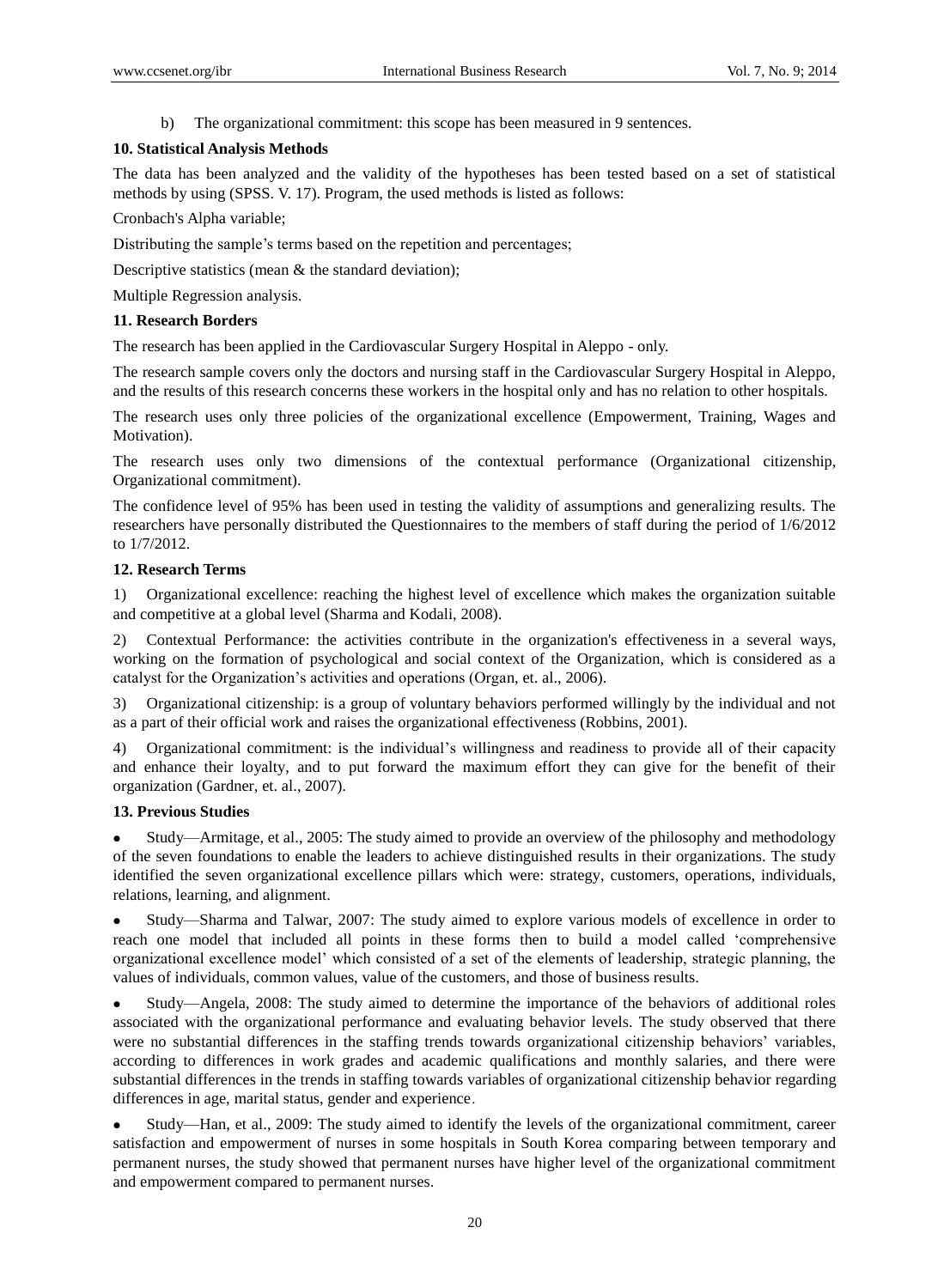b) The organizational commitment: this scope has been measured in 9 sentences.

### 10. Statistical Analysis Methods

The data has been analyzed and the validity of the hypotheses has been tested based on a set of statistical methods by using (SPSS. V. 17). Program, the used methods is listed as follows:

Cronbach's Alpha variable;

Distributing the sample's terms based on the repetition and percentages;

Descriptive statistics (mean & the standard deviation);

Multiple Regression analysis.

### 11. Research Borders

The research has been applied in the Cardiovascular Surgery Hospital in Aleppo - only.

The research sample covers only the doctors and nursing staff in the Cardiovascular Surgery Hospital in Aleppo, and the results of this research concerns these workers in the hospital only and has no relation to other hospitals.

The research uses only three policies of the organizational excellence (Empowerment, Training, Wages and Motivation).

The research uses only two dimensions of the contextual performance (Organizational citizenship, Organizational commitment).

The confidence level of 95% has been used in testing the validity of assumptions and generalizing results. The researchers have personally distributed the Questionnaires to the members of staff during the period of 1/6/2012 to 1/7/2012.

### 12. Research Terms

1) Organizational excellence: reaching the highest level of excellence which makes the organization suitable and competitive at a global level (Sharma and Kodali, 2008).

2) Contextual Performance: the activities contribute in the organization's effectiveness in a several ways, working on the formation of psychological and social context of the Organization, which is considered as a catalyst for the Organization's activities and operations (Organ, et. al., 2006).

3) Organizational citizenship: is a group of voluntary behaviors performed willingly by the individual and not as a part of their official work and raises the organizational effectiveness (Robbins, 2001).

4) Organizational commitment: is the individual's willingness and readiness to provide all of their capacity and enhance their loyalty, and to put forward the maximum effort they can give for the benefit of their organization (Gardner, et. al., 2007).

### 13. Previous Studies

- Study—Armitage, et al., 2005: The study aimed to provide an overview of the philosophy and methodology of the seven foundations to enable the leaders to achieve distinguished results in their organizations. The study identified the seven organizational excellence pillars which were: strategy, customers, operations, individuals, relations, learning, and alignment.

- Study—Sharma and Talwar, 2007: The study aimed to explore various models of excellence in order to reach one model that included all points in these forms then to build a model called 'comprehensive organizational excellence model' which consisted of a set of the elements of leadership, strategic planning, the values of individuals, common values, value of the customers, and those of business results.

- Study—Angela, 2008: The study aimed to determine the importance of the behaviors of additional roles associated with the organizational performance and evaluating behavior levels. The study observed that there were no substantial differences in the staffing trends towards organizational citizenship behaviors' variables, according to differences in work grades and academic qualifications and monthly salaries, and there were substantial differences in the trends in staffing towards variables of organizational citizenship behavior regarding differences in age, marital status, gender and experience.

- Study—Han, et al., 2009: The study aimed to identify the levels of the organizational commitment, career satisfaction and empowerment of nurses in some hospitals in South Korea comparing between temporary and permanent nurses, the study showed that permanent nurses have higher level of the organizational commitment and empowerment compared to permanent nurses.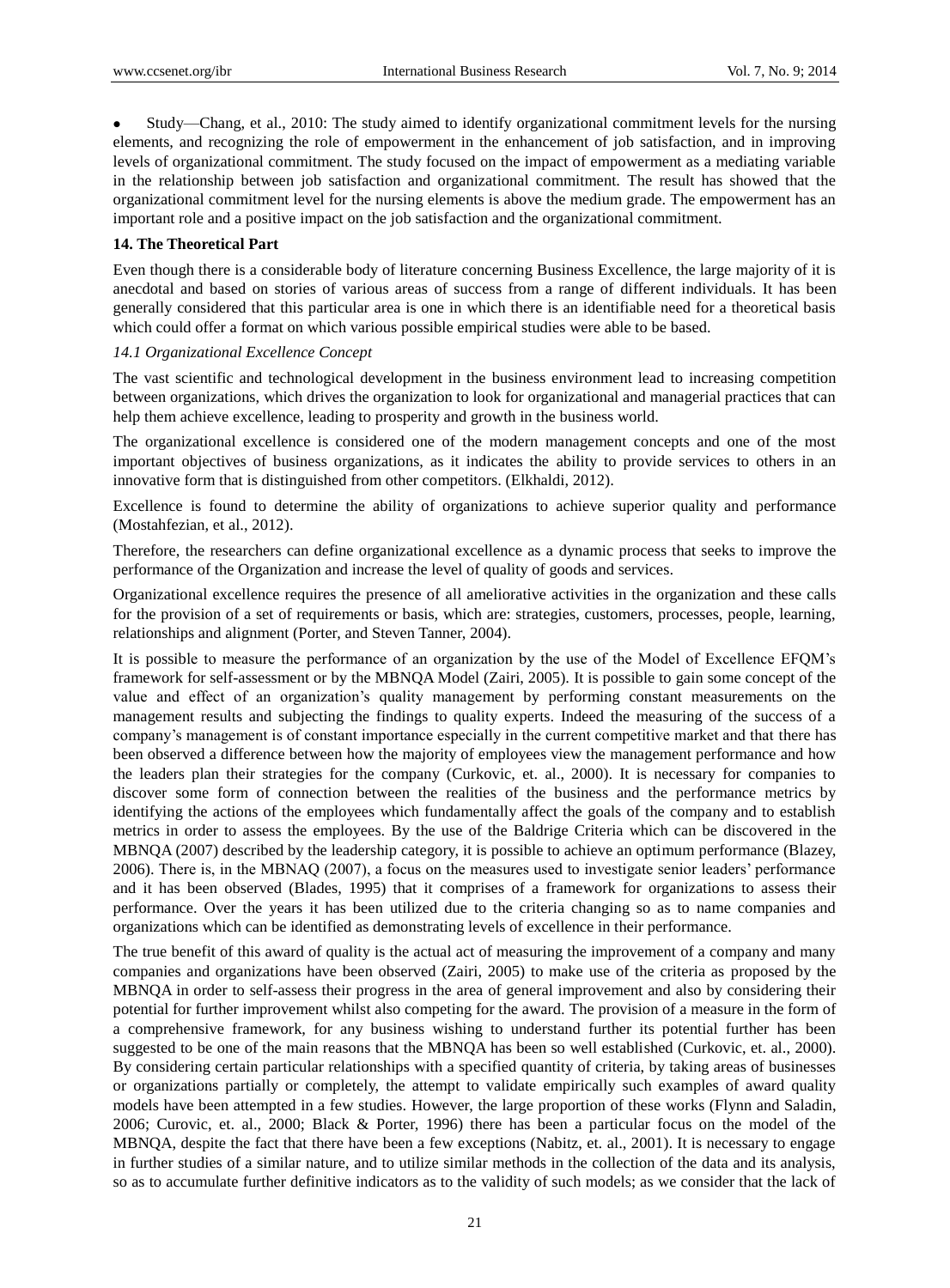- Study—Chang, et al., 2010: The study aimed to identify organizational commitment levels for the nursing elements, and recognizing the role of empowerment in the enhancement of job satisfaction, and in improving levels of organizational commitment. The study focused on the impact of empowerment as a mediating variable in the relationship between job satisfaction and organizational commitment. The result has showed that the organizational commitment level for the nursing elements is above the medium grade. The empowerment has an important role and a positive impact on the job satisfaction and the organizational commitment.

## 14. The Theoretical Part

Even though there is a considerable body of literature concerning Business Excellence, the large majority of it is anecdotal and based on stories of various areas of success from a range of different individuals. It has been generally considered that this particular area is one in which there is an identifiable need for a theoretical basis which could offer a format on which various possible empirical studies were able to be based.

### *14.1 Organizational Excellence Concept*

The vast scientific and technological development in the business environment lead to increasing competition between organizations, which drives the organization to look for organizational and managerial practices that can help them achieve excellence, leading to prosperity and growth in the business world.

The organizational excellence is considered one of the modern management concepts and one of the most important objectives of business organizations, as it indicates the ability to provide services to others in an innovative form that is distinguished from other competitors. (Elkhaldi, 2012).

Excellence is found to determine the ability of organizations to achieve superior quality and performance (Mostahfezian, et al., 2012).

Therefore, the researchers can define organizational excellence as a dynamic process that seeks to improve the performance of the Organization and increase the level of quality of goods and services.

Organizational excellence requires the presence of all ameliorative activities in the organization and these calls for the provision of a set of requirements or basis, which are: strategies, customers, processes, people, learning, relationships and alignment (Porter, and Steven Tanner, 2004).

It is possible to measure the performance of an organization by the use of the Model of Excellence EFQM's framework for self-assessment or by the MBNQA Model (Zairi, 2005). It is possible to gain some concept of the value and effect of an organization's quality management by performing constant measurements on the management results and subjecting the findings to quality experts. Indeed the measuring of the success of a company's management is of constant importance especially in the current competitive market and that there has been observed a difference between how the majority of employees view the management performance and how the leaders plan their strategies for the company (Curkovic, et. al., 2000). It is necessary for companies to discover some form of connection between the realities of the business and the performance metrics by identifying the actions of the employees which fundamentally affect the goals of the company and to establish metrics in order to assess the employees. By the use of the Baldrige Criteria which can be discovered in the MBNQA (2007) described by the leadership category, it is possible to achieve an optimum performance (Blazey, 2006). There is, in the MBNAQ (2007), a focus on the measures used to investigate senior leaders' performance and it has been observed (Blades, 1995) that it comprises of a framework for organizations to assess their performance. Over the years it has been utilized due to the criteria changing so as to name companies and organizations which can be identified as demonstrating levels of excellence in their performance.

The true benefit of this award of quality is the actual act of measuring the improvement of a company and many companies and organizations have been observed (Zairi, 2005) to make use of the criteria as proposed by the MBNQA in order to self-assess their progress in the area of general improvement and also by considering their potential for further improvement whilst also competing for the award. The provision of a measure in the form of a comprehensive framework, for any business wishing to understand further its potential further has been suggested to be one of the main reasons that the MBNQA has been so well established (Curkovic, et. al., 2000). By considering certain particular relationships with a specified quantity of criteria, by taking areas of businesses or organizations partially or completely, the attempt to validate empirically such examples of award quality models have been attempted in a few studies. However, the large proportion of these works (Flynn and Saladin, 2006; Curovic, et. al., 2000; Black & Porter, 1996) there has been a particular focus on the model of the MBNQA, despite the fact that there have been a few exceptions (Nabitz, et. al., 2001). It is necessary to engage in further studies of a similar nature, and to utilize similar methods in the collection of the data and its analysis, so as to accumulate further definitive indicators as to the validity of such models; as we consider that the lack of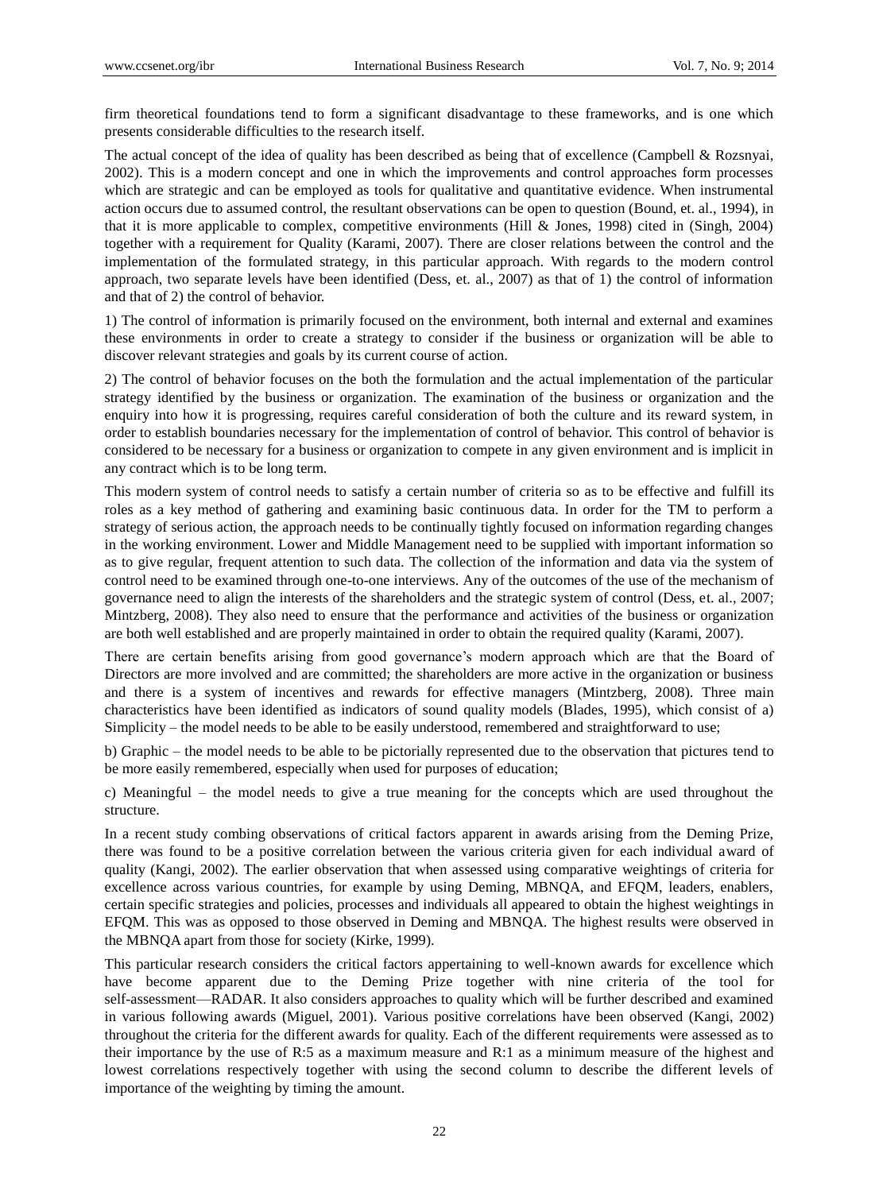firm theoretical foundations tend to form a significant disadvantage to these frameworks, and is one which presents considerable difficulties to the research itself.

The actual concept of the idea of quality has been described as being that of excellence (Campbell & Rozsnyai, 2002). This is a modern concept and one in which the improvements and control approaches form processes which are strategic and can be employed as tools for qualitative and quantitative evidence. When instrumental action occurs due to assumed control, the resultant observations can be open to question (Bound, et. al., 1994), in that it is more applicable to complex, competitive environments (Hill & Jones, 1998) cited in (Singh, 2004) together with a requirement for Quality (Karami, 2007). There are closer relations between the control and the implementation of the formulated strategy, in this particular approach. With regards to the modern control approach, two separate levels have been identified (Dess, et. al., 2007) as that of 1) the control of information and that of 2) the control of behavior.

1) The control of information is primarily focused on the environment, both internal and external and examines these environments in order to create a strategy to consider if the business or organization will be able to discover relevant strategies and goals by its current course of action.

2) The control of behavior focuses on the both the formulation and the actual implementation of the particular strategy identified by the business or organization. The examination of the business or organization and the enquiry into how it is progressing, requires careful consideration of both the culture and its reward system, in order to establish boundaries necessary for the implementation of control of behavior. This control of behavior is considered to be necessary for a business or organization to compete in any given environment and is implicit in any contract which is to be long term.

This modern system of control needs to satisfy a certain number of criteria so as to be effective and fulfill its roles as a key method of gathering and examining basic continuous data. In order for the TM to perform a strategy of serious action, the approach needs to be continually tightly focused on information regarding changes in the working environment. Lower and Middle Management need to be supplied with important information so as to give regular, frequent attention to such data. The collection of the information and data via the system of control need to be examined through one-to-one interviews. Any of the outcomes of the use of the mechanism of governance need to align the interests of the shareholders and the strategic system of control (Dess, et. al., 2007; Mintzberg, 2008). They also need to ensure that the performance and activities of the business or organization are both well established and are properly maintained in order to obtain the required quality (Karami, 2007).

There are certain benefits arising from good governance's modern approach which are that the Board of Directors are more involved and are committed; the shareholders are more active in the organization or business and there is a system of incentives and rewards for effective managers (Mintzberg, 2008). Three main characteristics have been identified as indicators of sound quality models (Blades, 1995), which consist of a) Simplicity – the model needs to be able to be easily understood, remembered and straightforward to use;

b) Graphic – the model needs to be able to be pictorially represented due to the observation that pictures tend to be more easily remembered, especially when used for purposes of education;

c) Meaningful – the model needs to give a true meaning for the concepts which are used throughout the structure.

In a recent study combing observations of critical factors apparent in awards arising from the Deming Prize, there was found to be a positive correlation between the various criteria given for each individual award of quality (Kangi, 2002). The earlier observation that when assessed using comparative weightings of criteria for excellence across various countries, for example by using Deming, MBNQA, and EFQM, leaders, enablers, certain specific strategies and policies, processes and individuals all appeared to obtain the highest weightings in EFQM. This was as opposed to those observed in Deming and MBNQA. The highest results were observed in the MBNQA apart from those for society (Kirke, 1999).

This particular research considers the critical factors appertaining to well-known awards for excellence which have become apparent due to the Deming Prize together with nine criteria of the tool for self-assessment—RADAR. It also considers approaches to quality which will be further described and examined in various following awards (Miguel, 2001). Various positive correlations have been observed (Kangi, 2002) throughout the criteria for the different awards for quality. Each of the different requirements were assessed as to their importance by the use of R:5 as a maximum measure and R:1 as a minimum measure of the highest and lowest correlations respectively together with using the second column to describe the different levels of importance of the weighting by timing the amount.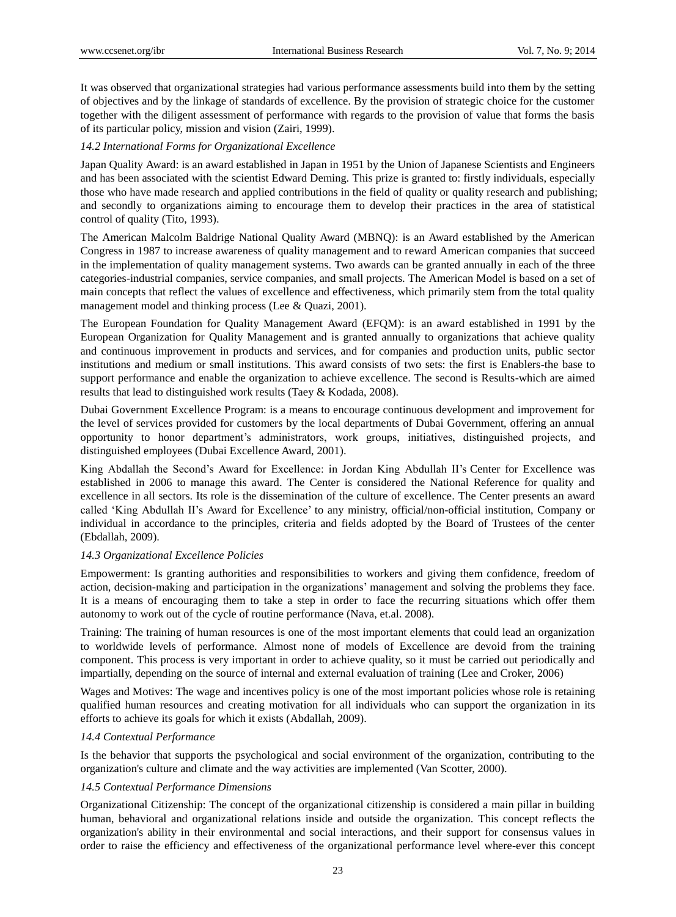It was observed that organizational strategies had various performance assessments build into them by the setting of objectives and by the linkage of standards of excellence. By the provision of strategic choice for the customer together with the diligent assessment of performance with regards to the provision of value that forms the basis of its particular policy, mission and vision (Zairi, 1999).

*14.2 International Forms for Organizational Excellence*

Japan Quality Award: is an award established in Japan in 1951 by the Union of Japanese Scientists and Engineers and has been associated with the scientist Edward Deming. This prize is granted to: firstly individuals, especially those who have made research and applied contributions in the field of quality or quality research and publishing; and secondly to organizations aiming to encourage them to develop their practices in the area of statistical control of quality (Tito, 1993).

The American Malcolm Baldrige National Quality Award (MBNQ): is an Award established by the American Congress in 1987 to increase awareness of quality management and to reward American companies that succeed in the implementation of quality management systems. Two awards can be granted annually in each of the three categories-industrial companies, service companies, and small projects. The American Model is based on a set of main concepts that reflect the values of excellence and effectiveness, which primarily stem from the total quality management model and thinking process (Lee & Quazi, 2001).

The European Foundation for Quality Management Award (EFQM): is an award established in 1991 by the European Organization for Quality Management and is granted annually to organizations that achieve quality and continuous improvement in products and services, and for companies and production units, public sector institutions and medium or small institutions. This award consists of two sets: the first is Enablers-the base to support performance and enable the organization to achieve excellence. The second is Results-which are aimed results that lead to distinguished work results (Taey & Kodada, 2008).

Dubai Government Excellence Program: is a means to encourage continuous development and improvement for the level of services provided for customers by the local departments of Dubai Government, offering an annual opportunity to honor department's administrators, work groups, initiatives, distinguished projects, and distinguished employees (Dubai Excellence Award, 2001).

King Abdallah the Second's Award for Excellence: in Jordan King Abdullah II's Center for Excellence was established in 2006 to manage this award. The Center is considered the National Reference for quality and excellence in all sectors. Its role is the dissemination of the culture of excellence. The Center presents an award called 'King Abdullah II's Award for Excellence' to any ministry, official/non-official institution, Company or individual in accordance to the principles, criteria and fields adopted by the Board of Trustees of the center (Ebdallah, 2009).

*14.3 Organizational Excellence Policies*

Empowerment: Is granting authorities and responsibilities to workers and giving them confidence, freedom of action, decision-making and participation in the organizations' management and solving the problems they face. It is a means of encouraging them to take a step in order to face the recurring situations which offer them autonomy to work out of the cycle of routine performance (Nava, et.al. 2008).

Training: The training of human resources is one of the most important elements that could lead an organization to worldwide levels of performance. Almost none of models of Excellence are devoid from the training component. This process is very important in order to achieve quality, so it must be carried out periodically and impartially, depending on the source of internal and external evaluation of training (Lee and Croker, 2006)

Wages and Motives: The wage and incentives policy is one of the most important policies whose role is retaining qualified human resources and creating motivation for all individuals who can support the organization in its efforts to achieve its goals for which it exists (Abdallah, 2009).

*14.4 Contextual Performance*

Is the behavior that supports the psychological and social environment of the organization, contributing to the organization's culture and climate and the way activities are implemented (Van Scotter, 2000).

*14.5 Contextual Performance Dimensions*

Organizational Citizenship: The concept of the organizational citizenship is considered a main pillar in building human, behavioral and organizational relations inside and outside the organization. This concept reflects the organization's ability in their environmental and social interactions, and their support for consensus values in order to raise the efficiency and effectiveness of the organizational performance level where-ever this concept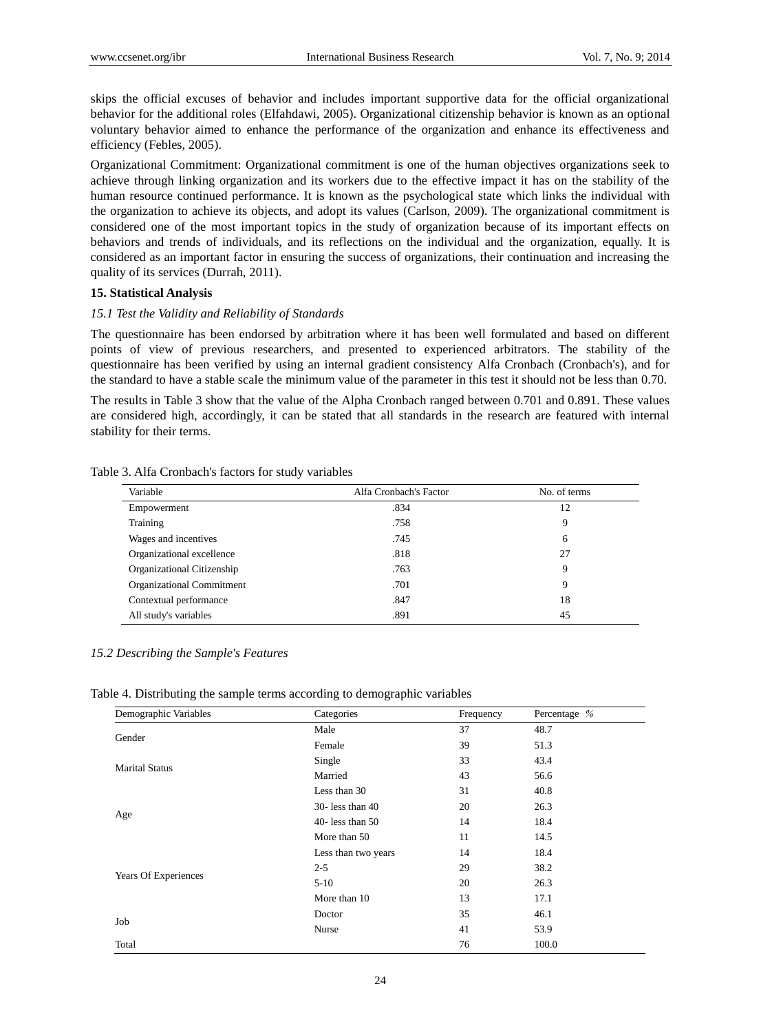skips the official excuses of behavior and includes important supportive data for the official organizational behavior for the additional roles (Elfahdawi, 2005). Organizational citizenship behavior is known as an optional voluntary behavior aimed to enhance the performance of the organization and enhance its effectiveness and efficiency (Febles, 2005).

Organizational Commitment: Organizational commitment is one of the human objectives organizations seek to achieve through linking organization and its workers due to the effective impact it has on the stability of the human resource continued performance. It is known as the psychological state which links the individual with the organization to achieve its objects, and adopt its values (Carlson, 2009). The organizational commitment is considered one of the most important topics in the study of organization because of its important effects on behaviors and trends of individuals, and its reflections on the individual and the organization, equally. It is considered as an important factor in ensuring the success of organizations, their continuation and increasing the quality of its services (Durrah, 2011).

## 15. Statistical Analysis

### *15.1 Test the Validity and Reliability of Standards*

The questionnaire has been endorsed by arbitration where it has been well formulated and based on different points of view of previous researchers, and presented to experienced arbitrators. The stability of the questionnaire has been verified by using an internal gradient consistency Alfa Cronbach (Cronbach's), and for the standard to have a stable scale the minimum value of the parameter in this test it should not be less than 0.70.

The results in Table 3 show that the value of the Alpha Cronbach ranged between 0.701 and 0.891. These values are considered high, accordingly, it can be stated that all standards in the research are featured with internal stability for their terms.

Table 3. Alfa Cronbach's factors for study variables

| Variable | Alfa Cronbach's Factor | No. of terms |
|---|---|---|
| Empowerment | .834 | 12 |
| Training | .758 | 9 |
| Wages and incentives | .745 | 6 |
| Organizational excellence | .818 | 27 |
| Organizational Citizenship | .763 | 9 |
| Organizational Commitment | .701 | 9 |
| Contextual performance | .847 | 18 |
| All study's variables | .891 | 45 |

### *15.2 Describing the Sample's Features*

Table 4. Distributing the sample terms according to demographic variables

| Demographic Variables | Categories | Frequency | Percentage % |
|---|---|---|---|
| Gender | Male | 37 | 48.7 |
| | Female | 39 | 51.3 |
| Marital Status | Single | 33 | 43.4 |
| | Married | 43 | 56.6 |
| Age | Less than 30 | 31 | 40.8 |
| | 30- less than 40 | 20 | 26.3 |
| | 40- less than 50 | 14 | 18.4 |
| | More than 50 | 11 | 14.5 |
| Years Of Experiences | Less than two years | 14 | 18.4 |
| | 2-5 | 29 | 38.2 |
| | 5-10 | 20 | 26.3 |
| | More than 10 | 13 | 17.1 |
| Job | Doctor | 35 | 46.1 |
| | Nurse | 41 | 53.9 |
| Total | | 76 | 100.0 |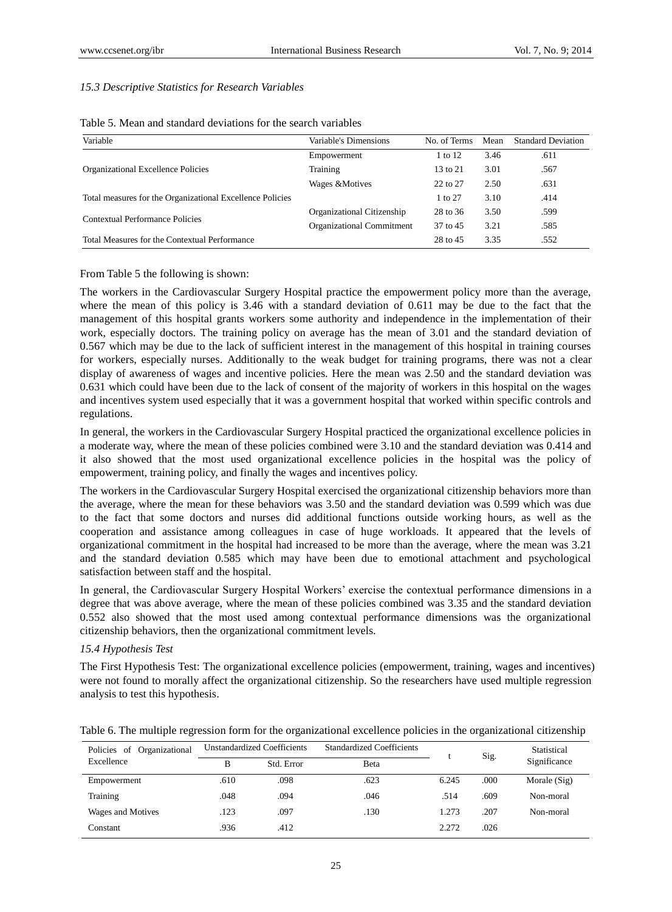*15.3 Descriptive Statistics for Research Variables*

Table 5. Mean and standard deviations for the search variables

| Variable | Variable's Dimensions | No. of Terms | Mean | Standard Deviation |
|---|---|---|---|---|
| Organizational Excellence Policies | Empowerment | 1 to 12 | 3.46 | .611 |
| | Training | 13 to 21 | 3.01 | .567 |
| | Wages &Motives | 22 to 27 | 2.50 | .631 |
| Total measures for the Organizational Excellence Policies | | 1 to 27 | 3.10 | .414 |
| Contextual Performance Policies | Organizational Citizenship | 28 to 36 | 3.50 | .599 |
| | Organizational Commitment | 37 to 45 | 3.21 | .585 |
| Total Measures for the Contextual Performance | | 28 to 45 | 3.35 | .552 |

From Table 5 the following is shown:

The workers in the Cardiovascular Surgery Hospital practice the empowerment policy more than the average, where the mean of this policy is 3.46 with a standard deviation of 0.611 may be due to the fact that the management of this hospital grants workers some authority and independence in the implementation of their work, especially doctors. The training policy on average has the mean of 3.01 and the standard deviation of 0.567 which may be due to the lack of sufficient interest in the management of this hospital in training courses for workers, especially nurses. Additionally to the weak budget for training programs, there was not a clear display of awareness of wages and incentive policies. Here the mean was 2.50 and the standard deviation was 0.631 which could have been due to the lack of consent of the majority of workers in this hospital on the wages and incentives system used especially that it was a government hospital that worked within specific controls and regulations.

In general, the workers in the Cardiovascular Surgery Hospital practiced the organizational excellence policies in a moderate way, where the mean of these policies combined were 3.10 and the standard deviation was 0.414 and it also showed that the most used organizational excellence policies in the hospital was the policy of empowerment, training policy, and finally the wages and incentives policy.

The workers in the Cardiovascular Surgery Hospital exercised the organizational citizenship behaviors more than the average, where the mean for these behaviors was 3.50 and the standard deviation was 0.599 which was due to the fact that some doctors and nurses did additional functions outside working hours, as well as the cooperation and assistance among colleagues in case of huge workloads. It appeared that the levels of organizational commitment in the hospital had increased to be more than the average, where the mean was 3.21 and the standard deviation 0.585 which may have been due to emotional attachment and psychological satisfaction between staff and the hospital.

In general, the Cardiovascular Surgery Hospital Workers' exercise the contextual performance dimensions in a degree that was above average, where the mean of these policies combined was 3.35 and the standard deviation 0.552 also showed that the most used among contextual performance dimensions was the organizational citizenship behaviors, then the organizational commitment levels.

*15.4 Hypothesis Test*

The First Hypothesis Test: The organizational excellence policies (empowerment, training, wages and incentives) were not found to morally affect the organizational citizenship. So the researchers have used multiple regression analysis to test this hypothesis.

Table 6. The multiple regression form for the organizational excellence policies in the organizational citizenship

| Policies of Organizational Excellence | Unstandardized Coefficients | | Standardized Coefficients | t | Sig. | Statistical Significance |
|---|---|---|---|---|---|---|
| | B | Std. Error | Beta | | | |
| Empowerment | .610 | .098 | .623 | 6.245 | .000 | Morale (Sig) |
| Training | .048 | .094 | .046 | .514 | .609 | Non-moral |
| Wages and Motives | .123 | .097 | .130 | 1.273 | .207 | Non-moral |
| Constant | .936 | .412 | | 2.272 | .026 | |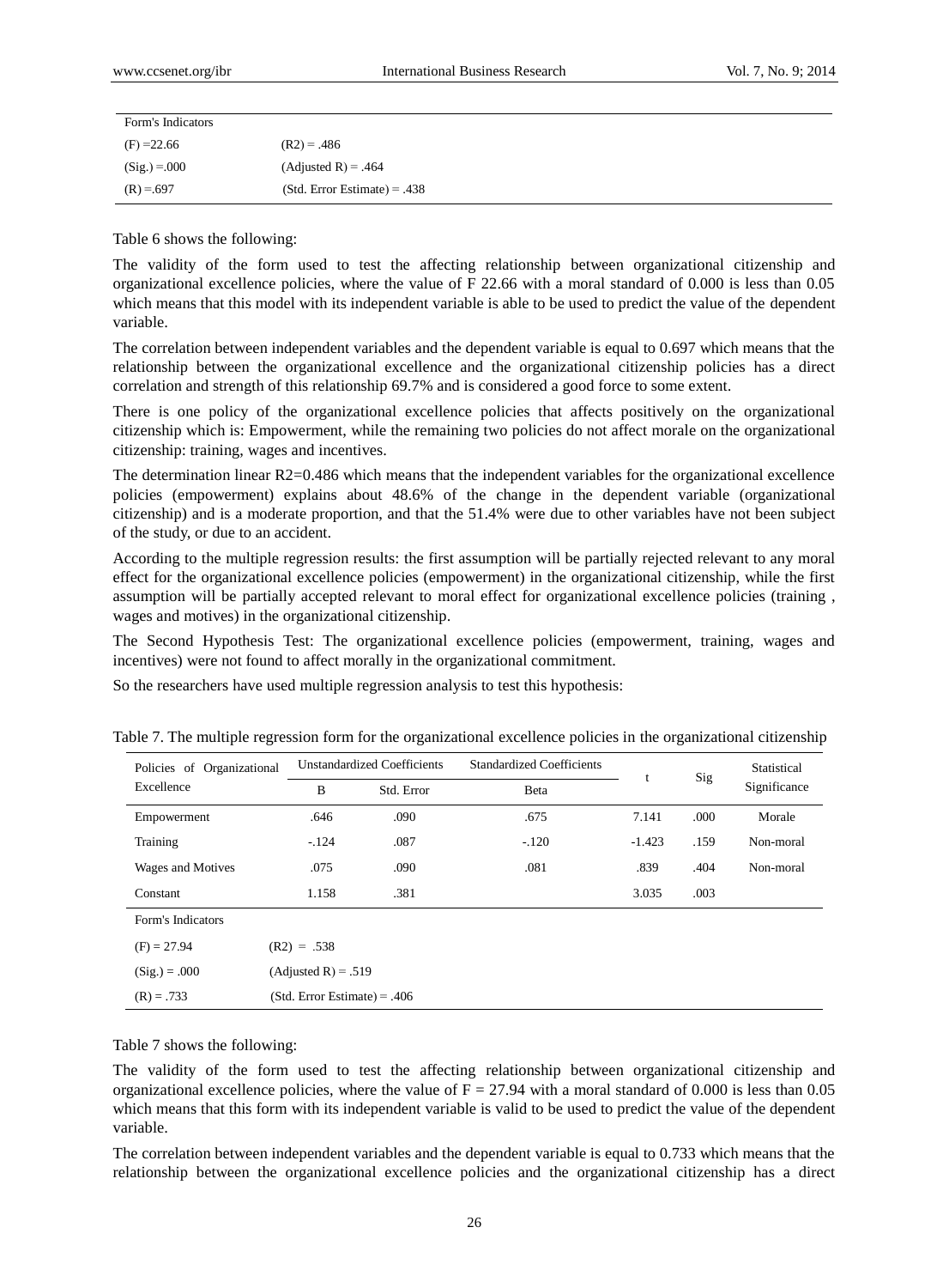| Form's Indicators | |
|---|---|
| (F) =22.66 | (R2) = .486 |
| (Sig.) =.000 | (Adjusted R) = .464 |
| (R) =.697 | (Std. Error Estimate) = .438 |

Table 6 shows the following:

The validity of the form used to test the affecting relationship between organizational citizenship and organizational excellence policies, where the value of F 22.66 with a moral standard of 0.000 is less than 0.05 which means that this model with its independent variable is able to be used to predict the value of the dependent variable.

The correlation between independent variables and the dependent variable is equal to 0.697 which means that the relationship between the organizational excellence and the organizational citizenship policies has a direct correlation and strength of this relationship 69.7% and is considered a good force to some extent.

There is one policy of the organizational excellence policies that affects positively on the organizational citizenship which is: Empowerment, while the remaining two policies do not affect morale on the organizational citizenship: training, wages and incentives.

The determination linear R2=0.486 which means that the independent variables for the organizational excellence policies (empowerment) explains about 48.6% of the change in the dependent variable (organizational citizenship) and is a moderate proportion, and that the 51.4% were due to other variables have not been subject of the study, or due to an accident.

According to the multiple regression results: the first assumption will be partially rejected relevant to any moral effect for the organizational excellence policies (empowerment) in the organizational citizenship, while the first assumption will be partially accepted relevant to moral effect for organizational excellence policies (training , wages and motives) in the organizational citizenship.

The Second Hypothesis Test: The organizational excellence policies (empowerment, training, wages and incentives) were not found to affect morally in the organizational commitment.

So the researchers have used multiple regression analysis to test this hypothesis:

Table 7. The multiple regression form for the organizational excellence policies in the organizational citizenship

| Policies of Organizational Excellence | Unstandardized Coefficients | | Standardized Coefficients | t | Sig | Statistical Significance |
|---|---|---|---|---|---|---|
| | B | Std. Error | Beta | | | |
| Empowerment | .646 | .090 | .675 | 7.141 | .000 | Morale |
| Training | -.124 | .087 | -.120 | -1.423 | .159 | Non-moral |
| Wages and Motives | .075 | .090 | .081 | .839 | .404 | Non-moral |
| Constant | 1.158 | .381 | | 3.035 | .003 | |
| Form's Indicators | | | | | | |
| (F) = 27.94 | (R2) = .538 | | | | | |
| (Sig.) = .000 | (Adjusted R) = .519 | | | | | |
| (R) = .733 | (Std. Error Estimate) = .406 | | | | | |

Table 7 shows the following:

The validity of the form used to test the affecting relationship between organizational citizenship and organizational excellence policies, where the value of F = 27.94 with a moral standard of 0.000 is less than 0.05 which means that this form with its independent variable is valid to be used to predict the value of the dependent variable.

The correlation between independent variables and the dependent variable is equal to 0.733 which means that the relationship between the organizational excellence policies and the organizational citizenship has a direct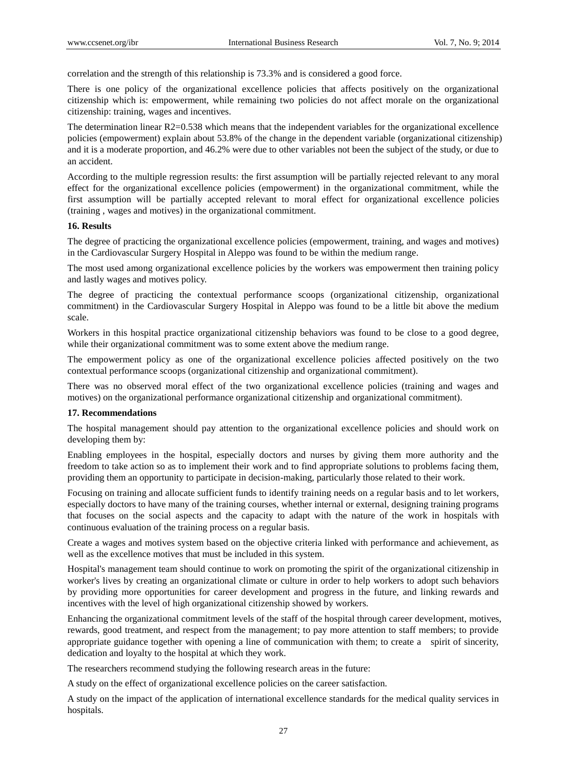correlation and the strength of this relationship is 73.3% and is considered a good force.

There is one policy of the organizational excellence policies that affects positively on the organizational citizenship which is: empowerment, while remaining two policies do not affect morale on the organizational citizenship: training, wages and incentives.

The determination linear $R2=0.538$ which means that the independent variables for the organizational excellence policies (empowerment) explain about 53.8% of the change in the dependent variable (organizational citizenship) and it is a moderate proportion, and 46.2% were due to other variables not been the subject of the study, or due to an accident.

According to the multiple regression results: the first assumption will be partially rejected relevant to any moral effect for the organizational excellence policies (empowerment) in the organizational commitment, while the first assumption will be partially accepted relevant to moral effect for organizational excellence policies (training , wages and motives) in the organizational commitment.

**16. Results**

The degree of practicing the organizational excellence policies (empowerment, training, and wages and motives) in the Cardiovascular Surgery Hospital in Aleppo was found to be within the medium range.

The most used among organizational excellence policies by the workers was empowerment then training policy and lastly wages and motives policy.

The degree of practicing the contextual performance scoops (organizational citizenship, organizational commitment) in the Cardiovascular Surgery Hospital in Aleppo was found to be a little bit above the medium scale.

Workers in this hospital practice organizational citizenship behaviors was found to be close to a good degree, while their organizational commitment was to some extent above the medium range.

The empowerment policy as one of the organizational excellence policies affected positively on the two contextual performance scoops (organizational citizenship and organizational commitment).

There was no observed moral effect of the two organizational excellence policies (training and wages and motives) on the organizational performance organizational citizenship and organizational commitment).

**17. Recommendations**

The hospital management should pay attention to the organizational excellence policies and should work on developing them by:

Enabling employees in the hospital, especially doctors and nurses by giving them more authority and the freedom to take action so as to implement their work and to find appropriate solutions to problems facing them, providing them an opportunity to participate in decision-making, particularly those related to their work.

Focusing on training and allocate sufficient funds to identify training needs on a regular basis and to let workers, especially doctors to have many of the training courses, whether internal or external, designing training programs that focuses on the social aspects and the capacity to adapt with the nature of the work in hospitals with continuous evaluation of the training process on a regular basis.

Create a wages and motives system based on the objective criteria linked with performance and achievement, as well as the excellence motives that must be included in this system.

Hospital's management team should continue to work on promoting the spirit of the organizational citizenship in worker's lives by creating an organizational climate or culture in order to help workers to adopt such behaviors by providing more opportunities for career development and progress in the future, and linking rewards and incentives with the level of high organizational citizenship showed by workers.

Enhancing the organizational commitment levels of the staff of the hospital through career development, motives, rewards, good treatment, and respect from the management; to pay more attention to staff members; to provide appropriate guidance together with opening a line of communication with them; to create a spirit of sincerity, dedication and loyalty to the hospital at which they work.

The researchers recommend studying the following research areas in the future:

A study on the effect of organizational excellence policies on the career satisfaction.

A study on the impact of the application of international excellence standards for the medical quality services in hospitals.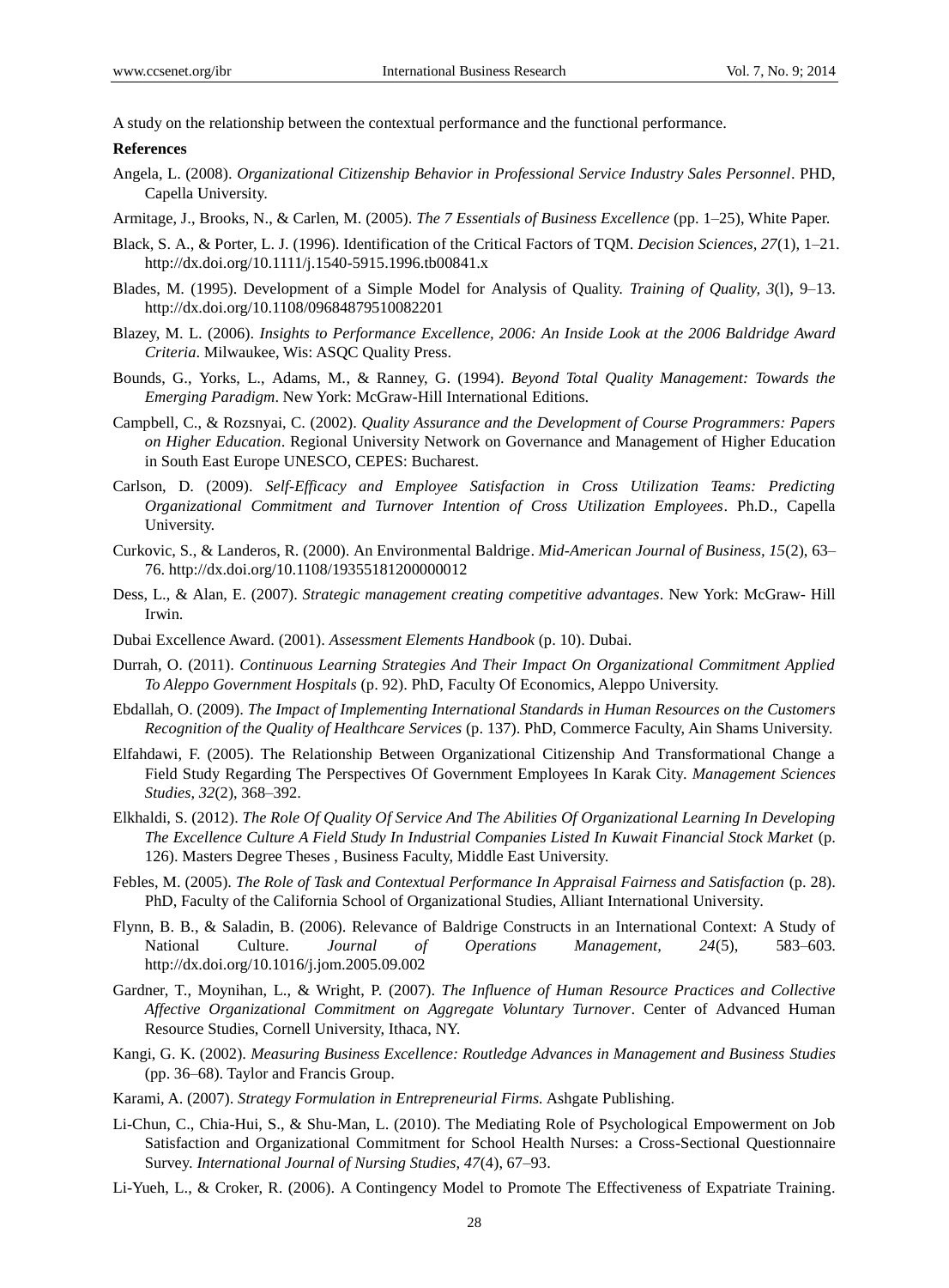A study on the relationship between the contextual performance and the functional performance.

**References**

Angela, L. (2008). *Organizational Citizenship Behavior in Professional Service Industry Sales Personnel*. PHD, Capella University.

Armitage, J., Brooks, N., & Carlen, M. (2005). *The 7 Essentials of Business Excellence* (pp. 1–25), White Paper.

Black, S. A., & Porter, L. J. (1996). Identification of the Critical Factors of TQM. *Decision Sciences, 27*(1), 1–21. http://dx.doi.org/10.1111/j.1540-5915.1996.tb00841.x

Blades, M. (1995). Development of a Simple Model for Analysis of Quality. *Training of Quality, 3*(l), 9–13. http://dx.doi.org/10.1108/09684879510082201

Blazey, M. L. (2006). *Insights to Performance Excellence, 2006: An Inside Look at the 2006 Baldridge Award Criteria*. Milwaukee, Wis: ASQC Quality Press.

Bounds, G., Yorks, L., Adams, M., & Ranney, G. (1994). *Beyond Total Quality Management: Towards the Emerging Paradigm*. New York: McGraw-Hill International Editions.

Campbell, C., & Rozsnyai, C. (2002). *Quality Assurance and the Development of Course Programmers: Papers on Higher Education*. Regional University Network on Governance and Management of Higher Education in South East Europe UNESCO, CEPES: Bucharest.

Carlson, D. (2009). *Self-Efficacy and Employee Satisfaction in Cross Utilization Teams: Predicting Organizational Commitment and Turnover Intention of Cross Utilization Employees*. Ph.D., Capella University.

Curkovic, S., & Landeros, R. (2000). An Environmental Baldrige. *Mid-American Journal of Business, 15*(2), 63–76. http://dx.doi.org/10.1108/19355181200000012

Dess, L., & Alan, E. (2007). *Strategic management creating competitive advantages*. New York: McGraw- Hill Irwin.

Dubai Excellence Award. (2001). *Assessment Elements Handbook* (p. 10). Dubai.

Durrah, O. (2011). *Continuous Learning Strategies And Their Impact On Organizational Commitment Applied To Aleppo Government Hospitals* (p. 92). PhD, Faculty Of Economics, Aleppo University.

Ebdallah, O. (2009). *The Impact of Implementing International Standards in Human Resources on the Customers Recognition of the Quality of Healthcare Services* (p. 137). PhD, Commerce Faculty, Ain Shams University.

Elfahdawi, F. (2005). The Relationship Between Organizational Citizenship And Transformational Change a Field Study Regarding The Perspectives Of Government Employees In Karak City. *Management Sciences Studies, 32*(2), 368–392.

Elkhaldi, S. (2012). *The Role Of Quality Of Service And The Abilities Of Organizational Learning In Developing The Excellence Culture A Field Study In Industrial Companies Listed In Kuwait Financial Stock Market* (p. 126). Masters Degree Theses , Business Faculty, Middle East University.

Febles, M. (2005). *The Role of Task and Contextual Performance In Appraisal Fairness and Satisfaction* (p. 28). PhD, Faculty of the California School of Organizational Studies, Alliant International University.

Flynn, B. B., & Saladin, B. (2006). Relevance of Baldrige Constructs in an International Context: A Study of National Culture. *Journal of Operations Management, 24*(5), 583–603. http://dx.doi.org/10.1016/j.jom.2005.09.002

Gardner, T., Moynihan, L., & Wright, P. (2007). *The Influence of Human Resource Practices and Collective Affective Organizational Commitment on Aggregate Voluntary Turnover*. Center of Advanced Human Resource Studies, Cornell University, Ithaca, NY.

Kangi, G. K. (2002). *Measuring Business Excellence: Routledge Advances in Management and Business Studies* (pp. 36–68). Taylor and Francis Group.

Karami, A. (2007). *Strategy Formulation in Entrepreneurial Firms.* Ashgate Publishing.

Li-Chun, C., Chia-Hui, S., & Shu-Man, L. (2010). The Mediating Role of Psychological Empowerment on Job Satisfaction and Organizational Commitment for School Health Nurses: a Cross-Sectional Questionnaire Survey. *International Journal of Nursing Studies, 47*(4), 67–93.

Li-Yueh, L., & Croker, R. (2006). A Contingency Model to Promote The Effectiveness of Expatriate Training.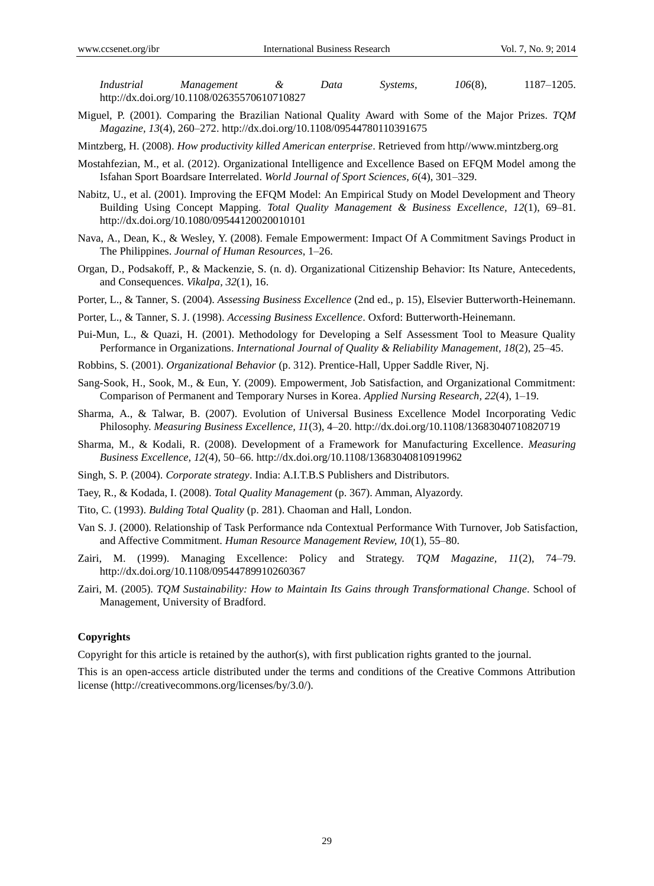*Industrial Management & Data Systems, 106*(8), 1187–1205. http://dx.doi.org/10.1108/02635570610710827

Miguel, P. (2001). Comparing the Brazilian National Quality Award with Some of the Major Prizes. *TQM Magazine, 13*(4), 260–272. http://dx.doi.org/10.1108/09544780110391675

Mintzberg, H. (2008). *How productivity killed American enterprise*. Retrieved from http//www.mintzberg.org

Mostahfezian, M., et al. (2012). Organizational Intelligence and Excellence Based on EFQM Model among the Isfahan Sport Boardsare Interrelated. *World Journal of Sport Sciences, 6*(4), 301–329.

Nabitz, U., et al. (2001). Improving the EFQM Model: An Empirical Study on Model Development and Theory Building Using Concept Mapping. *Total Quality Management & Business Excellence, 12*(1), 69–81. http://dx.doi.org/10.1080/09544120020010101

Nava, A., Dean, K., & Wesley, Y. (2008). Female Empowerment: Impact Of A Commitment Savings Product in The Philippines. *Journal of Human Resources*, 1–26.

Organ, D., Podsakoff, P., & Mackenzie, S. (n. d). Organizational Citizenship Behavior: Its Nature, Antecedents, and Consequences. *Vikalpa, 32*(1), 16.

Porter, L., & Tanner, S. (2004). *Assessing Business Excellence* (2nd ed., p. 15), Elsevier Butterworth-Heinemann.

Porter, L., & Tanner, S. J. (1998). *Accessing Business Excellence*. Oxford: Butterworth-Heinemann.

Pui-Mun, L., & Quazi, H. (2001). Methodology for Developing a Self Assessment Tool to Measure Quality Performance in Organizations. *International Journal of Quality & Reliability Management, 18*(2), 25–45.

Robbins, S. (2001). *Organizational Behavior* (p. 312). Prentice-Hall, Upper Saddle River, Nj.

Sang-Sook, H., Sook, M., & Eun, Y. (2009). Empowerment, Job Satisfaction, and Organizational Commitment: Comparison of Permanent and Temporary Nurses in Korea. *Applied Nursing Research, 22*(4), 1–19.

Sharma, A., & Talwar, B. (2007). Evolution of Universal Business Excellence Model Incorporating Vedic Philosophy. *Measuring Business Excellence, 11*(3), 4–20. http://dx.doi.org/10.1108/13683040710820719

Sharma, M., & Kodali, R. (2008). Development of a Framework for Manufacturing Excellence. *Measuring Business Excellence, 12*(4), 50–66. http://dx.doi.org/10.1108/13683040810919962

Singh, S. P. (2004). *Corporate strategy*. India: A.I.T.B.S Publishers and Distributors.

Taey, R., & Kodada, I. (2008). *Total Quality Management* (p. 367). Amman, Alyazordy.

Tito, C. (1993). *Bulding Total Quality* (p. 281). Chaoman and Hall, London.

Van S. J. (2000). Relationship of Task Performance nda Contextual Performance With Turnover, Job Satisfaction, and Affective Commitment. *Human Resource Management Review, 10*(1), 55–80.

Zairi, M. (1999). Managing Excellence: Policy and Strategy. *TQM Magazine, 11*(2), 74–79. http://dx.doi.org/10.1108/09544789910260367

Zairi, M. (2005). *TQM Sustainability: How to Maintain Its Gains through Transformational Change*. School of Management, University of Bradford.

**Copyrights**

Copyright for this article is retained by the author(s), with first publication rights granted to the journal.

This is an open-access article distributed under the terms and conditions of the Creative Commons Attribution license (http://creativecommons.org/licenses/by/3.0/).